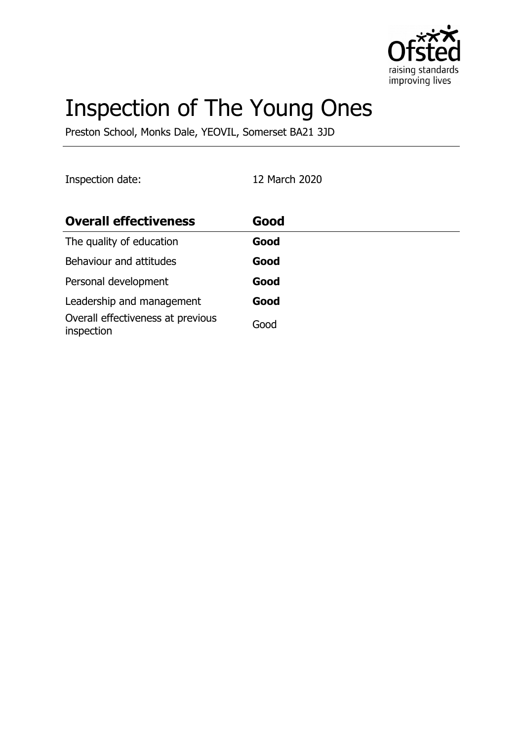# Inspection of The Young Ones

Preston School, Monks Dale, YEOVIL, Somerset BA21 3JD

Inspection date: 12 March 2020

| Overall effectiveness | Good |
| --- | --- |
| The quality of education | **Good** |
| Behaviour and attitudes | **Good** |
| Personal development | **Good** |
| Leadership and management | **Good** |
| Overall effectiveness at previous inspection | Good |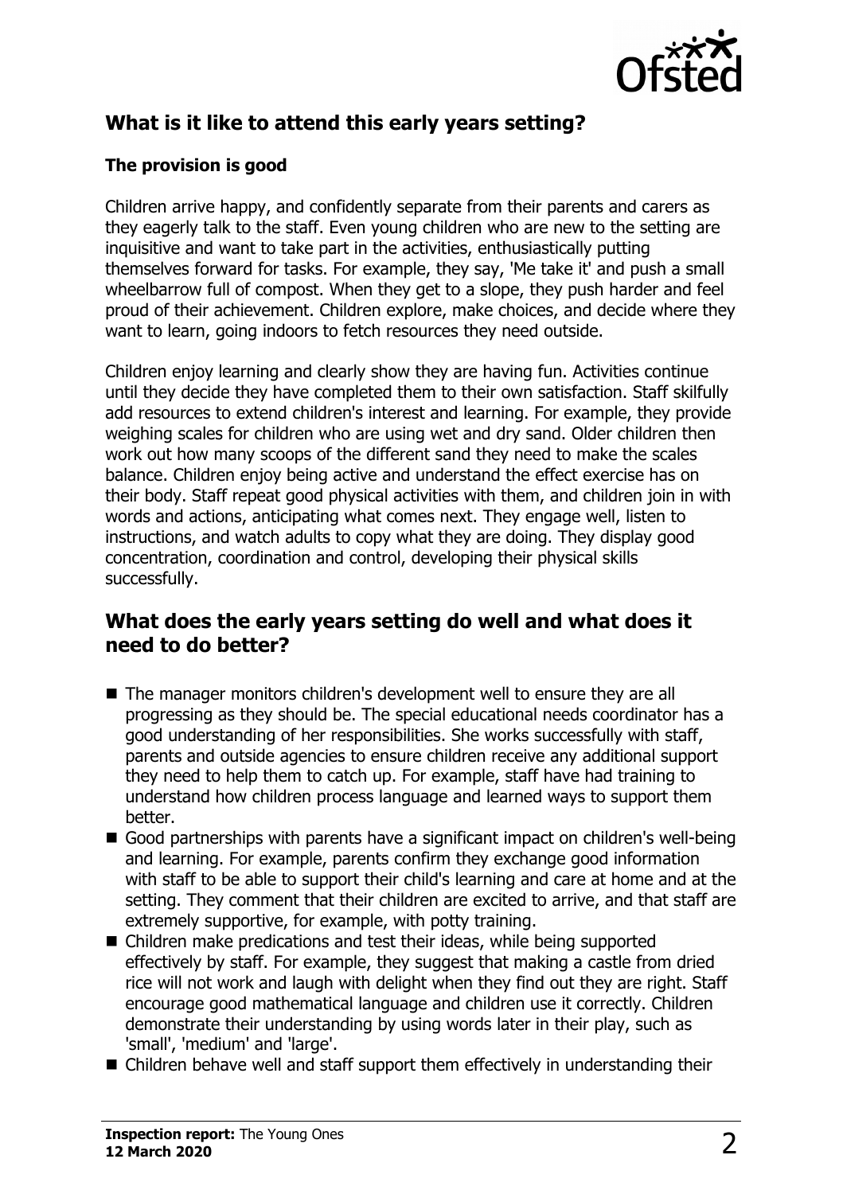## What is it like to attend this early years setting?

### The provision is good

Children arrive happy, and confidently separate from their parents and carers as they eagerly talk to the staff. Even young children who are new to the setting are inquisitive and want to take part in the activities, enthusiastically putting themselves forward for tasks. For example, they say, 'Me take it' and push a small wheelbarrow full of compost. When they get to a slope, they push harder and feel proud of their achievement. Children explore, make choices, and decide where they want to learn, going indoors to fetch resources they need outside.

Children enjoy learning and clearly show they are having fun. Activities continue until they decide they have completed them to their own satisfaction. Staff skilfully add resources to extend children's interest and learning. For example, they provide weighing scales for children who are using wet and dry sand. Older children then work out how many scoops of the different sand they need to make the scales balance. Children enjoy being active and understand the effect exercise has on their body. Staff repeat good physical activities with them, and children join in with words and actions, anticipating what comes next. They engage well, listen to instructions, and watch adults to copy what they are doing. They display good concentration, coordination and control, developing their physical skills successfully.

## What does the early years setting do well and what does it need to do better?

- The manager monitors children's development well to ensure they are all progressing as they should be. The special educational needs coordinator has a good understanding of her responsibilities. She works successfully with staff, parents and outside agencies to ensure children receive any additional support they need to help them to catch up. For example, staff have had training to understand how children process language and learned ways to support them better.
- Good partnerships with parents have a significant impact on children's well-being and learning. For example, parents confirm they exchange good information with staff to be able to support their child's learning and care at home and at the setting. They comment that their children are excited to arrive, and that staff are extremely supportive, for example, with potty training.
- Children make predications and test their ideas, while being supported effectively by staff. For example, they suggest that making a castle from dried rice will not work and laugh with delight when they find out they are right. Staff encourage good mathematical language and children use it correctly. Children demonstrate their understanding by using words later in their play, such as 'small', 'medium' and 'large'.
- Children behave well and staff support them effectively in understanding their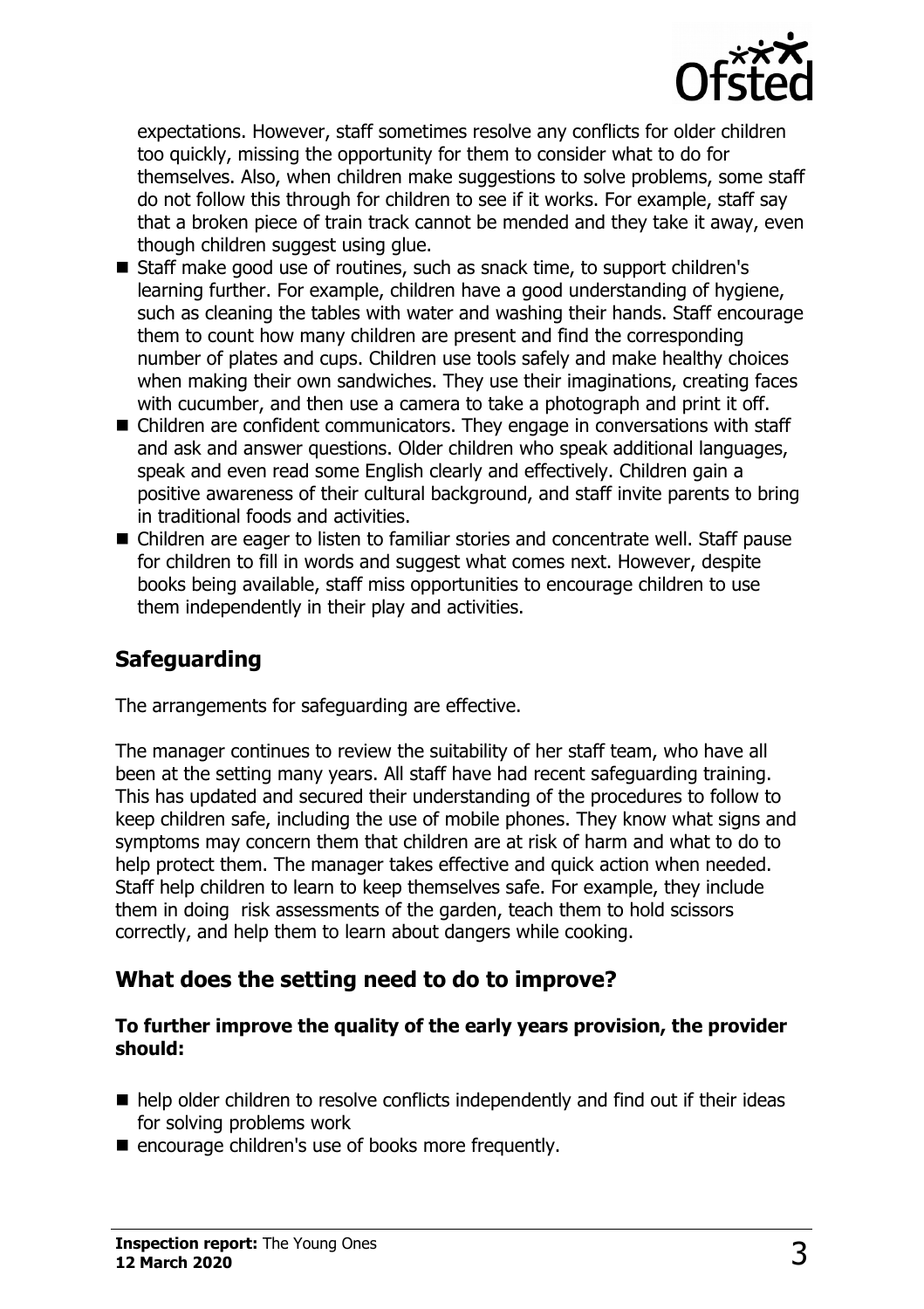expectations. However, staff sometimes resolve any conflicts for older children too quickly, missing the opportunity for them to consider what to do for themselves. Also, when children make suggestions to solve problems, some staff do not follow this through for children to see if it works. For example, staff say that a broken piece of train track cannot be mended and they take it away, even though children suggest using glue.

- Staff make good use of routines, such as snack time, to support children's learning further. For example, children have a good understanding of hygiene, such as cleaning the tables with water and washing their hands. Staff encourage them to count how many children are present and find the corresponding number of plates and cups. Children use tools safely and make healthy choices when making their own sandwiches. They use their imaginations, creating faces with cucumber, and then use a camera to take a photograph and print it off.
- Children are confident communicators. They engage in conversations with staff and ask and answer questions. Older children who speak additional languages, speak and even read some English clearly and effectively. Children gain a positive awareness of their cultural background, and staff invite parents to bring in traditional foods and activities.
- Children are eager to listen to familiar stories and concentrate well. Staff pause for children to fill in words and suggest what comes next. However, despite books being available, staff miss opportunities to encourage children to use them independently in their play and activities.

## Safeguarding

The arrangements for safeguarding are effective.

The manager continues to review the suitability of her staff team, who have all been at the setting many years. All staff have had recent safeguarding training. This has updated and secured their understanding of the procedures to follow to keep children safe, including the use of mobile phones. They know what signs and symptoms may concern them that children are at risk of harm and what to do to help protect them. The manager takes effective and quick action when needed. Staff help children to learn to keep themselves safe. For example, they include them in doing risk assessments of the garden, teach them to hold scissors correctly, and help them to learn about dangers while cooking.

## What does the setting need to do to improve?

**To further improve the quality of the early years provision, the provider should:**

- help older children to resolve conflicts independently and find out if their ideas for solving problems work
- encourage children's use of books more frequently.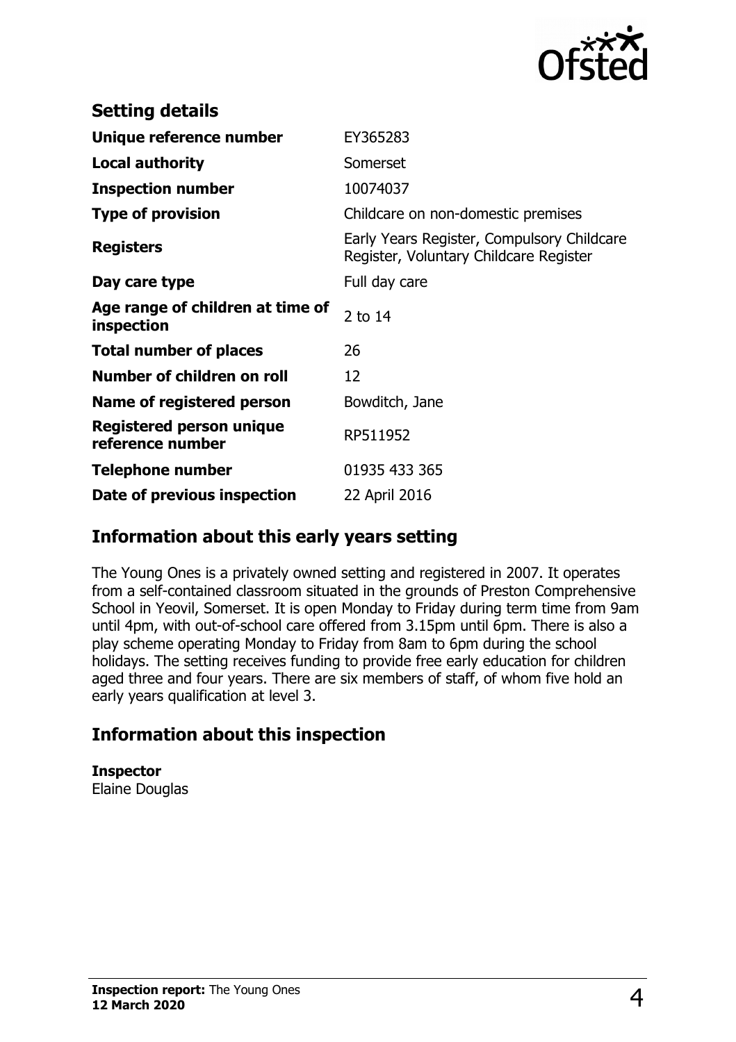## Setting details

| | |
|---|---|
| **Unique reference number** | EY365283 |
| **Local authority** | Somerset |
| **Inspection number** | 10074037 |
| **Type of provision** | Childcare on non-domestic premises |
| **Registers** | Early Years Register, Compulsory Childcare Register, Voluntary Childcare Register |
| **Day care type** | Full day care |
| **Age range of children at time of inspection** | 2 to 14 |
| **Total number of places** | 26 |
| **Number of children on roll** | 12 |
| **Name of registered person** | Bowditch, Jane |
| **Registered person unique reference number** | RP511952 |
| **Telephone number** | 01935 433 365 |
| **Date of previous inspection** | 22 April 2016 |

## Information about this early years setting

The Young Ones is a privately owned setting and registered in 2007. It operates from a self-contained classroom situated in the grounds of Preston Comprehensive School in Yeovil, Somerset. It is open Monday to Friday during term time from 9am until 4pm, with out-of-school care offered from 3.15pm until 6pm. There is also a play scheme operating Monday to Friday from 8am to 6pm during the school holidays. The setting receives funding to provide free early education for children aged three and four years. There are six members of staff, of whom five hold an early years qualification at level 3.

## Information about this inspection

**Inspector**
Elaine Douglas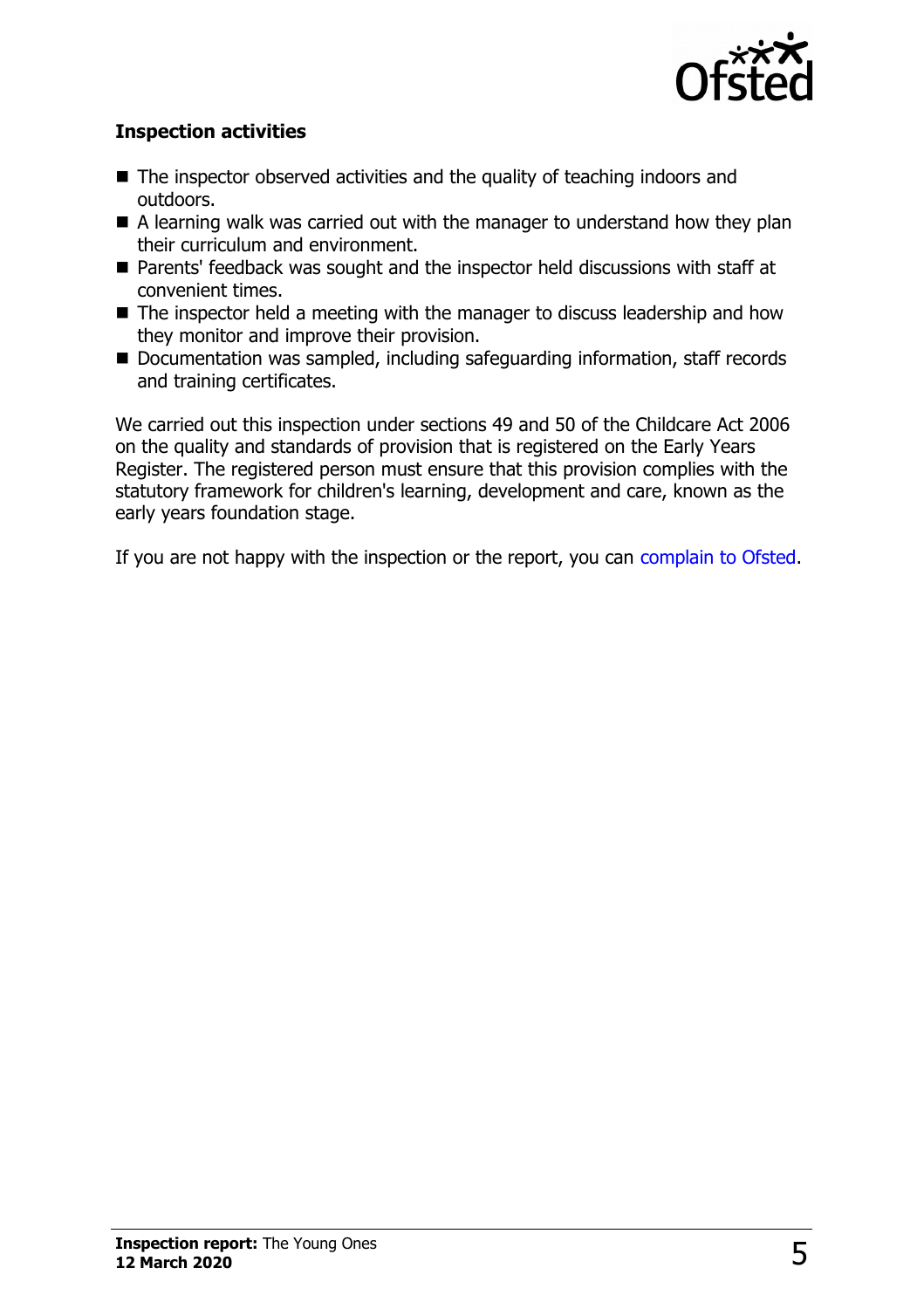### Inspection activities

- The inspector observed activities and the quality of teaching indoors and outdoors.
- A learning walk was carried out with the manager to understand how they plan their curriculum and environment.
- Parents' feedback was sought and the inspector held discussions with staff at convenient times.
- The inspector held a meeting with the manager to discuss leadership and how they monitor and improve their provision.
- Documentation was sampled, including safeguarding information, staff records and training certificates.

We carried out this inspection under sections 49 and 50 of the Childcare Act 2006 on the quality and standards of provision that is registered on the Early Years Register. The registered person must ensure that this provision complies with the statutory framework for children's learning, development and care, known as the early years foundation stage.

If you are not happy with the inspection or the report, you can complain to Ofsted.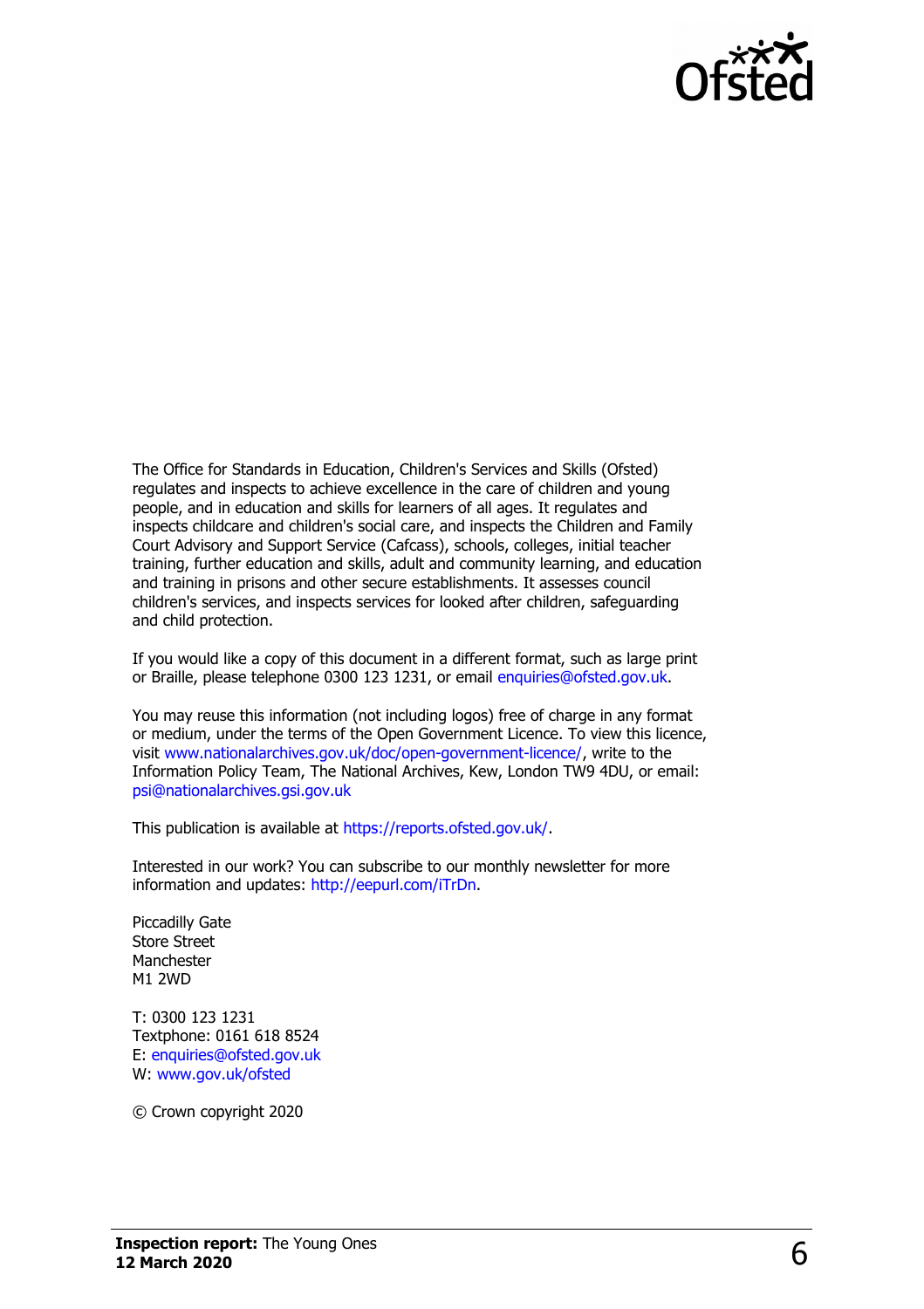The Office for Standards in Education, Children's Services and Skills (Ofsted) regulates and inspects to achieve excellence in the care of children and young people, and in education and skills for learners of all ages. It regulates and inspects childcare and children's social care, and inspects the Children and Family Court Advisory and Support Service (Cafcass), schools, colleges, initial teacher training, further education and skills, adult and community learning, and education and training in prisons and other secure establishments. It assesses council children's services, and inspects services for looked after children, safeguarding and child protection.

If you would like a copy of this document in a different format, such as large print or Braille, please telephone 0300 123 1231, or email enquiries@ofsted.gov.uk.

You may reuse this information (not including logos) free of charge in any format or medium, under the terms of the Open Government Licence. To view this licence, visit www.nationalarchives.gov.uk/doc/open-government-licence/, write to the Information Policy Team, The National Archives, Kew, London TW9 4DU, or email: psi@nationalarchives.gsi.gov.uk

This publication is available at https://reports.ofsted.gov.uk/.

Interested in our work? You can subscribe to our monthly newsletter for more information and updates: http://eepurl.com/iTrDn.

Piccadilly Gate
Store Street
Manchester
M1 2WD

T: 0300 123 1231
Textphone: 0161 618 8524
E: enquiries@ofsted.gov.uk
W: www.gov.uk/ofsted

© Crown copyright 2020